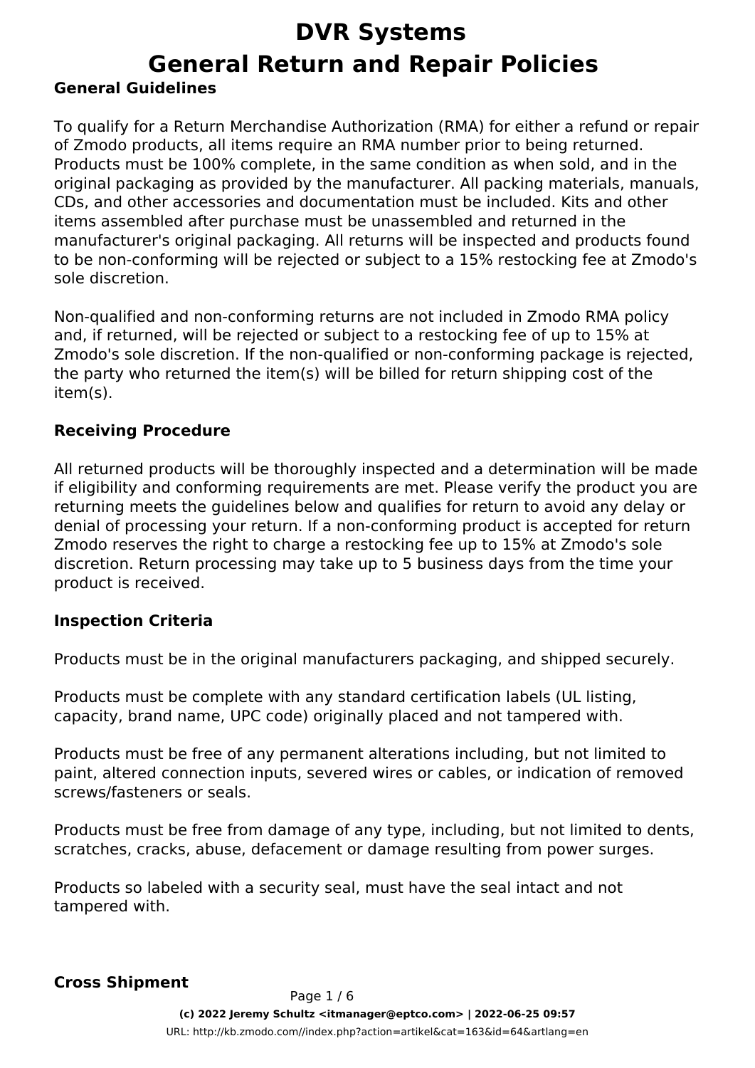# DVR Systems
# General Return and Repair Policies

## General Guidelines

To qualify for a Return Merchandise Authorization (RMA) for either a refund or repair of Zmodo products, all items require an RMA number prior to being returned. Products must be 100% complete, in the same condition as when sold, and in the original packaging as provided by the manufacturer. All packing materials, manuals, CDs, and other accessories and documentation must be included. Kits and other items assembled after purchase must be unassembled and returned in the manufacturer's original packaging. All returns will be inspected and products found to be non-conforming will be rejected or subject to a 15% restocking fee at Zmodo's sole discretion.

Non-qualified and non-conforming returns are not included in Zmodo RMA policy and, if returned, will be rejected or subject to a restocking fee of up to 15% at Zmodo's sole discretion. If the non-qualified or non-conforming package is rejected, the party who returned the item(s) will be billed for return shipping cost of the item(s).

## Receiving Procedure

All returned products will be thoroughly inspected and a determination will be made if eligibility and conforming requirements are met. Please verify the product you are returning meets the guidelines below and qualifies for return to avoid any delay or denial of processing your return. If a non-conforming product is accepted for return Zmodo reserves the right to charge a restocking fee up to 15% at Zmodo's sole discretion. Return processing may take up to 5 business days from the time your product is received.

## Inspection Criteria

Products must be in the original manufacturers packaging, and shipped securely.

Products must be complete with any standard certification labels (UL listing, capacity, brand name, UPC code) originally placed and not tampered with.

Products must be free of any permanent alterations including, but not limited to paint, altered connection inputs, severed wires or cables, or indication of removed screws/fasteners or seals.

Products must be free from damage of any type, including, but not limited to dents, scratches, cracks, abuse, defacement or damage resulting from power surges.

Products so labeled with a security seal, must have the seal intact and not tampered with.

## Cross Shipment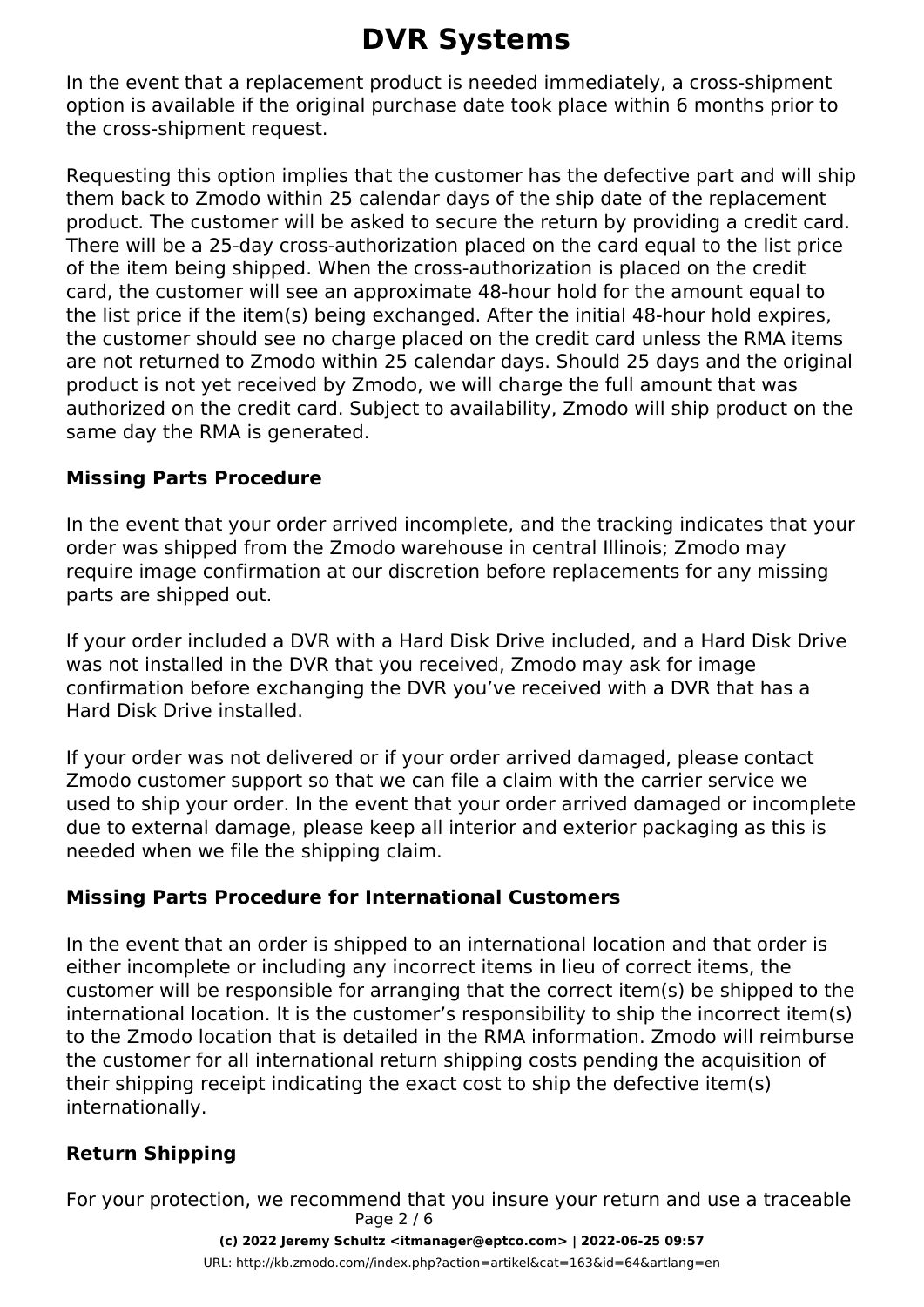In the event that a replacement product is needed immediately, a cross-shipment option is available if the original purchase date took place within 6 months prior to the cross-shipment request.

Requesting this option implies that the customer has the defective part and will ship them back to Zmodo within 25 calendar days of the ship date of the replacement product. The customer will be asked to secure the return by providing a credit card. There will be a 25-day cross-authorization placed on the card equal to the list price of the item being shipped. When the cross-authorization is placed on the credit card, the customer will see an approximate 48-hour hold for the amount equal to the list price if the item(s) being exchanged. After the initial 48-hour hold expires, the customer should see no charge placed on the credit card unless the RMA items are not returned to Zmodo within 25 calendar days. Should 25 days and the original product is not yet received by Zmodo, we will charge the full amount that was authorized on the credit card. Subject to availability, Zmodo will ship product on the same day the RMA is generated.

### Missing Parts Procedure

In the event that your order arrived incomplete, and the tracking indicates that your order was shipped from the Zmodo warehouse in central Illinois; Zmodo may require image confirmation at our discretion before replacements for any missing parts are shipped out.

If your order included a DVR with a Hard Disk Drive included, and a Hard Disk Drive was not installed in the DVR that you received, Zmodo may ask for image confirmation before exchanging the DVR you've received with a DVR that has a Hard Disk Drive installed.

If your order was not delivered or if your order arrived damaged, please contact Zmodo customer support so that we can file a claim with the carrier service we used to ship your order. In the event that your order arrived damaged or incomplete due to external damage, please keep all interior and exterior packaging as this is needed when we file the shipping claim.

### Missing Parts Procedure for International Customers

In the event that an order is shipped to an international location and that order is either incomplete or including any incorrect items in lieu of correct items, the customer will be responsible for arranging that the correct item(s) be shipped to the international location. It is the customer's responsibility to ship the incorrect item(s) to the Zmodo location that is detailed in the RMA information. Zmodo will reimburse the customer for all international return shipping costs pending the acquisition of their shipping receipt indicating the exact cost to ship the defective item(s) internationally.

### Return Shipping

For your protection, we recommend that you insure your return and use a traceable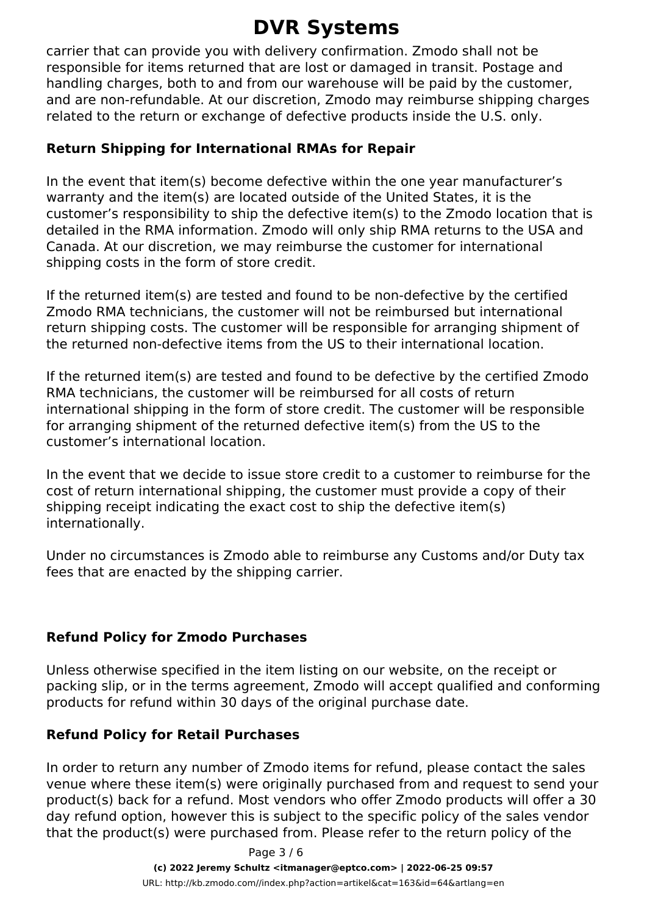carrier that can provide you with delivery confirmation. Zmodo shall not be responsible for items returned that are lost or damaged in transit. Postage and handling charges, both to and from our warehouse will be paid by the customer, and are non-refundable. At our discretion, Zmodo may reimburse shipping charges related to the return or exchange of defective products inside the U.S. only.

**Return Shipping for International RMAs for Repair**

In the event that item(s) become defective within the one year manufacturer's warranty and the item(s) are located outside of the United States, it is the customer's responsibility to ship the defective item(s) to the Zmodo location that is detailed in the RMA information. Zmodo will only ship RMA returns to the USA and Canada. At our discretion, we may reimburse the customer for international shipping costs in the form of store credit.

If the returned item(s) are tested and found to be non-defective by the certified Zmodo RMA technicians, the customer will not be reimbursed but international return shipping costs. The customer will be responsible for arranging shipment of the returned non-defective items from the US to their international location.

If the returned item(s) are tested and found to be defective by the certified Zmodo RMA technicians, the customer will be reimbursed for all costs of return international shipping in the form of store credit. The customer will be responsible for arranging shipment of the returned defective item(s) from the US to the customer's international location.

In the event that we decide to issue store credit to a customer to reimburse for the cost of return international shipping, the customer must provide a copy of their shipping receipt indicating the exact cost to ship the defective item(s) internationally.

Under no circumstances is Zmodo able to reimburse any Customs and/or Duty tax fees that are enacted by the shipping carrier.

**Refund Policy for Zmodo Purchases**

Unless otherwise specified in the item listing on our website, on the receipt or packing slip, or in the terms agreement, Zmodo will accept qualified and conforming products for refund within 30 days of the original purchase date.

**Refund Policy for Retail Purchases**

In order to return any number of Zmodo items for refund, please contact the sales venue where these item(s) were originally purchased from and request to send your product(s) back for a refund. Most vendors who offer Zmodo products will offer a 30 day refund option, however this is subject to the specific policy of the sales vendor that the product(s) were purchased from. Please refer to the return policy of the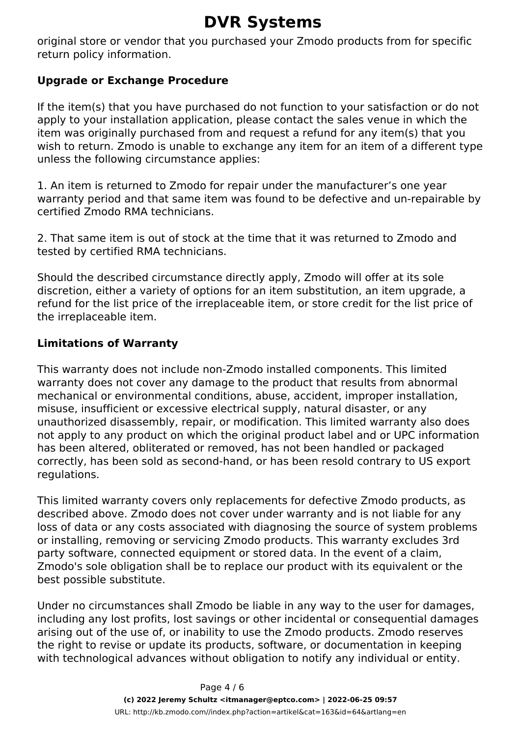original store or vendor that you purchased your Zmodo products from for specific return policy information.

**Upgrade or Exchange Procedure**

If the item(s) that you have purchased do not function to your satisfaction or do not apply to your installation application, please contact the sales venue in which the item was originally purchased from and request a refund for any item(s) that you wish to return. Zmodo is unable to exchange any item for an item of a different type unless the following circumstance applies:

1. An item is returned to Zmodo for repair under the manufacturer's one year warranty period and that same item was found to be defective and un-repairable by certified Zmodo RMA technicians.

2. That same item is out of stock at the time that it was returned to Zmodo and tested by certified RMA technicians.

Should the described circumstance directly apply, Zmodo will offer at its sole discretion, either a variety of options for an item substitution, an item upgrade, a refund for the list price of the irreplaceable item, or store credit for the list price of the irreplaceable item.

**Limitations of Warranty**

This warranty does not include non-Zmodo installed components. This limited warranty does not cover any damage to the product that results from abnormal mechanical or environmental conditions, abuse, accident, improper installation, misuse, insufficient or excessive electrical supply, natural disaster, or any unauthorized disassembly, repair, or modification. This limited warranty also does not apply to any product on which the original product label and or UPC information has been altered, obliterated or removed, has not been handled or packaged correctly, has been sold as second-hand, or has been resold contrary to US export regulations.

This limited warranty covers only replacements for defective Zmodo products, as described above. Zmodo does not cover under warranty and is not liable for any loss of data or any costs associated with diagnosing the source of system problems or installing, removing or servicing Zmodo products. This warranty excludes 3rd party software, connected equipment or stored data. In the event of a claim, Zmodo's sole obligation shall be to replace our product with its equivalent or the best possible substitute.

Under no circumstances shall Zmodo be liable in any way to the user for damages, including any lost profits, lost savings or other incidental or consequential damages arising out of the use of, or inability to use the Zmodo products. Zmodo reserves the right to revise or update its products, software, or documentation in keeping with technological advances without obligation to notify any individual or entity.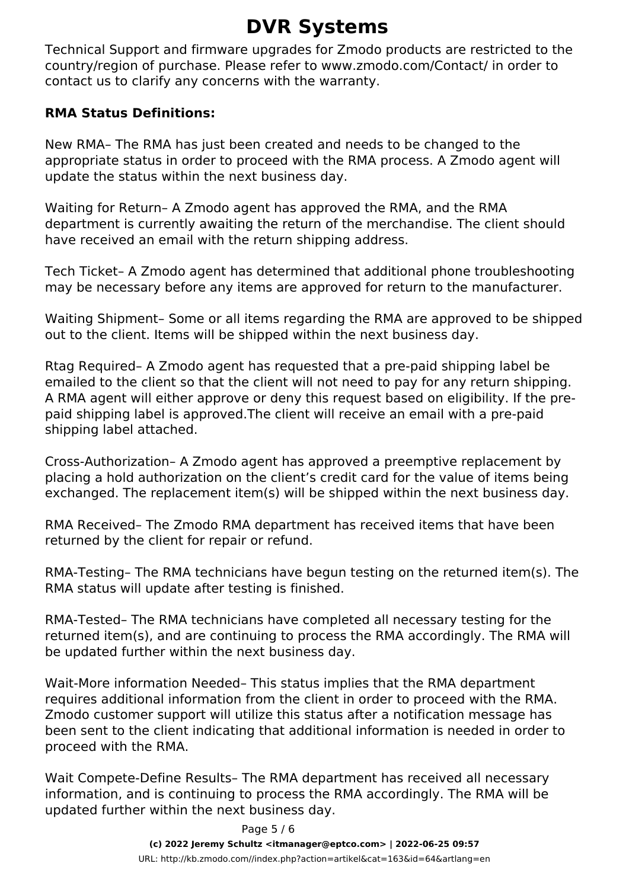Technical Support and firmware upgrades for Zmodo products are restricted to the country/region of purchase. Please refer to www.zmodo.com/Contact/ in order to contact us to clarify any concerns with the warranty.

**RMA Status Definitions:**

New RMA– The RMA has just been created and needs to be changed to the appropriate status in order to proceed with the RMA process. A Zmodo agent will update the status within the next business day.

Waiting for Return– A Zmodo agent has approved the RMA, and the RMA department is currently awaiting the return of the merchandise. The client should have received an email with the return shipping address.

Tech Ticket– A Zmodo agent has determined that additional phone troubleshooting may be necessary before any items are approved for return to the manufacturer.

Waiting Shipment– Some or all items regarding the RMA are approved to be shipped out to the client. Items will be shipped within the next business day.

Rtag Required– A Zmodo agent has requested that a pre-paid shipping label be emailed to the client so that the client will not need to pay for any return shipping. A RMA agent will either approve or deny this request based on eligibility. If the pre-paid shipping label is approved.The client will receive an email with a pre-paid shipping label attached.

Cross-Authorization– A Zmodo agent has approved a preemptive replacement by placing a hold authorization on the client's credit card for the value of items being exchanged. The replacement item(s) will be shipped within the next business day.

RMA Received– The Zmodo RMA department has received items that have been returned by the client for repair or refund.

RMA-Testing– The RMA technicians have begun testing on the returned item(s). The RMA status will update after testing is finished.

RMA-Tested– The RMA technicians have completed all necessary testing for the returned item(s), and are continuing to process the RMA accordingly. The RMA will be updated further within the next business day.

Wait-More information Needed– This status implies that the RMA department requires additional information from the client in order to proceed with the RMA. Zmodo customer support will utilize this status after a notification message has been sent to the client indicating that additional information is needed in order to proceed with the RMA.

Wait Compete-Define Results– The RMA department has received all necessary information, and is continuing to process the RMA accordingly. The RMA will be updated further within the next business day.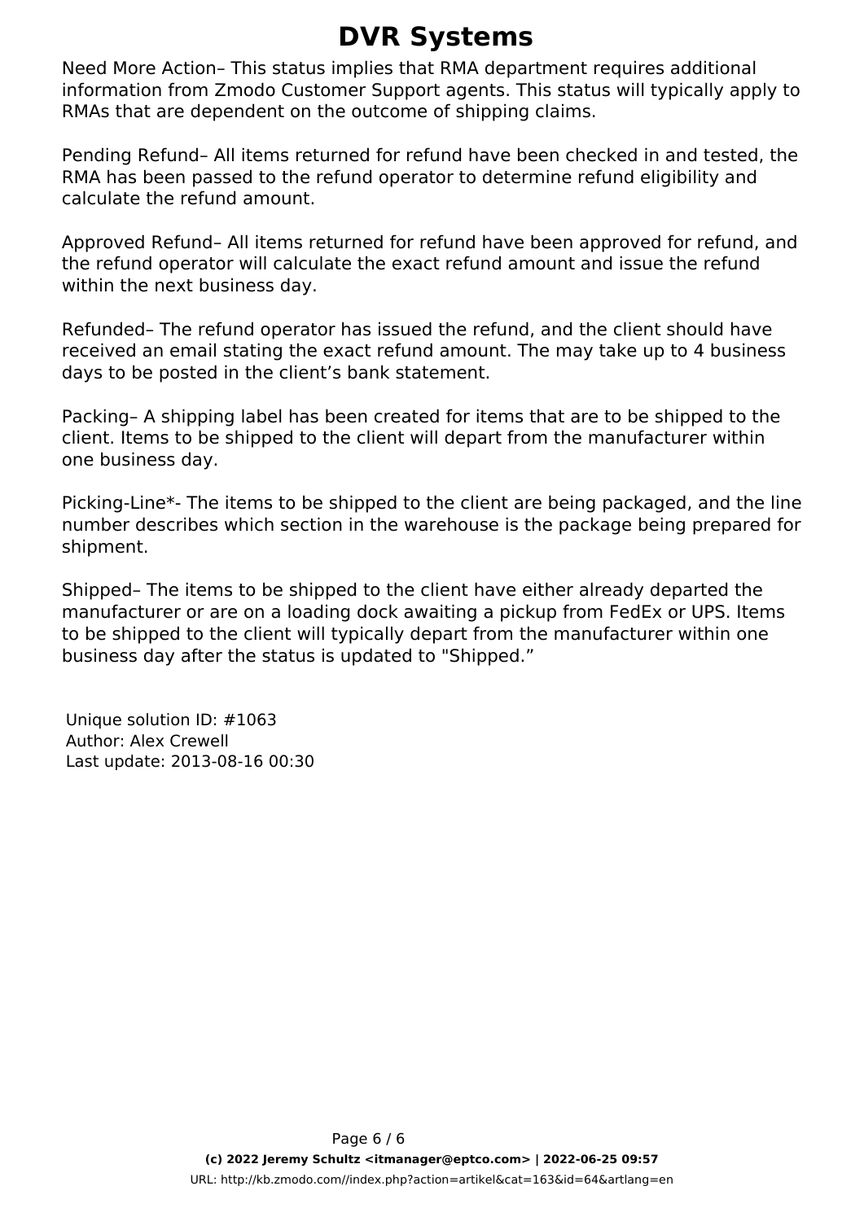Need More Action– This status implies that RMA department requires additional information from Zmodo Customer Support agents. This status will typically apply to RMAs that are dependent on the outcome of shipping claims.

Pending Refund– All items returned for refund have been checked in and tested, the RMA has been passed to the refund operator to determine refund eligibility and calculate the refund amount.

Approved Refund– All items returned for refund have been approved for refund, and the refund operator will calculate the exact refund amount and issue the refund within the next business day.

Refunded– The refund operator has issued the refund, and the client should have received an email stating the exact refund amount. The may take up to 4 business days to be posted in the client’s bank statement.

Packing– A shipping label has been created for items that are to be shipped to the client. Items to be shipped to the client will depart from the manufacturer within one business day.

Picking-Line*- The items to be shipped to the client are being packaged, and the line number describes which section in the warehouse is the package being prepared for shipment.

Shipped– The items to be shipped to the client have either already departed the manufacturer or are on a loading dock awaiting a pickup from FedEx or UPS. Items to be shipped to the client will typically depart from the manufacturer within one business day after the status is updated to "Shipped.”

Unique solution ID: #1063
Author: Alex Crewell
Last update: 2013-08-16 00:30